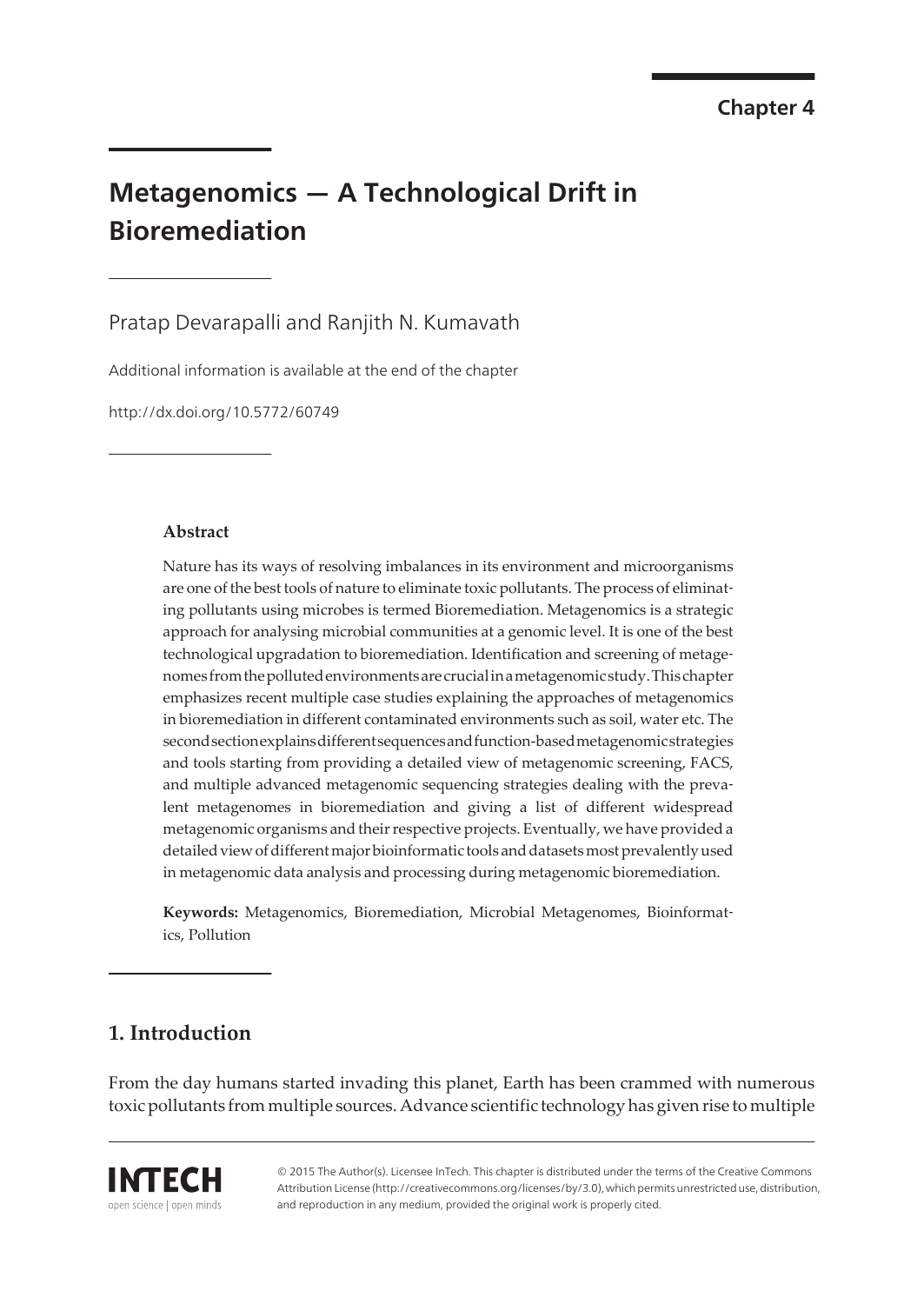Chapter 4

# Metagenomics — A Technological Drift in Bioremediation

Pratap Devarapalli and Ranjith N. Kumavath

Additional information is available at the end of the chapter

http://dx.doi.org/10.5772/60749

### Abstract

Nature has its ways of resolving imbalances in its environment and microorganisms are one of the best tools of nature to eliminate toxic pollutants. The process of eliminating pollutants using microbes is termed Bioremediation. Metagenomics is a strategic approach for analysing microbial communities at a genomic level. It is one of the best technological upgradation to bioremediation. Identification and screening of metagenomes from the polluted environments are crucial in a metagenomic study. This chapter emphasizes recent multiple case studies explaining the approaches of metagenomics in bioremediation in different contaminated environments such as soil, water etc. The second section explains different sequences and function-based metagenomic strategies and tools starting from providing a detailed view of metagenomic screening, FACS, and multiple advanced metagenomic sequencing strategies dealing with the prevalent metagenomes in bioremediation and giving a list of different widespread metagenomic organisms and their respective projects. Eventually, we have provided a detailed view of different major bioinformatic tools and datasets most prevalently used in metagenomic data analysis and processing during metagenomic bioremediation.

**Keywords:** Metagenomics, Bioremediation, Microbial Metagenomes, Bioinformatics, Pollution

## 1. Introduction

From the day humans started invading this planet, Earth has been crammed with numerous toxic pollutants from multiple sources. Advance scientific technology has given rise to multiple

© 2015 The Author(s). Licensee InTech. This chapter is distributed under the terms of the Creative Commons Attribution License (http://creativecommons.org/licenses/by/3.0), which permits unrestricted use, distribution, and reproduction in any medium, provided the original work is properly cited.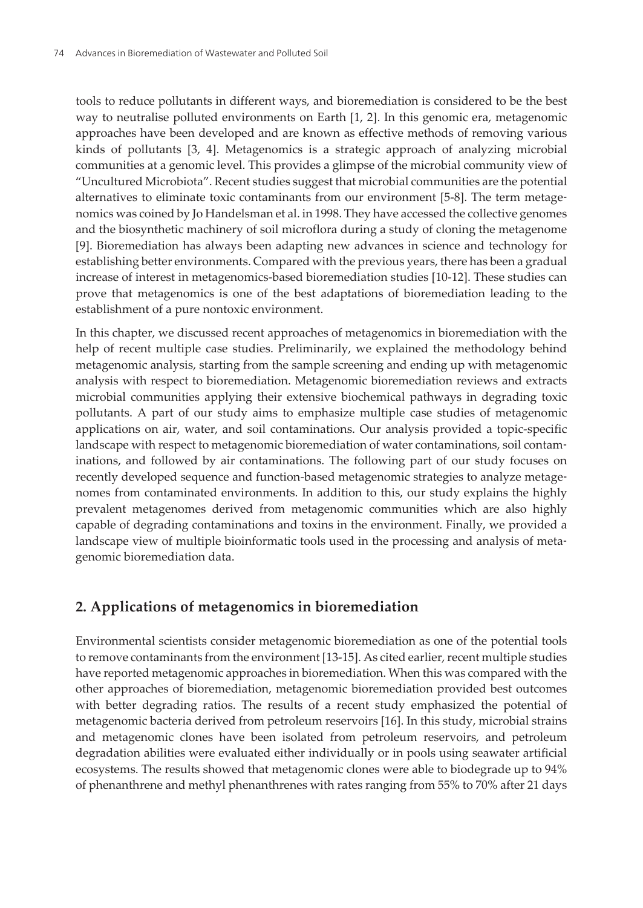tools to reduce pollutants in different ways, and bioremediation is considered to be the best way to neutralise polluted environments on Earth [1, 2]. In this genomic era, metagenomic approaches have been developed and are known as effective methods of removing various kinds of pollutants [3, 4]. Metagenomics is a strategic approach of analyzing microbial communities at a genomic level. This provides a glimpse of the microbial community view of "Uncultured Microbiota". Recent studies suggest that microbial communities are the potential alternatives to eliminate toxic contaminants from our environment [5-8]. The term metagenomics was coined by Jo Handelsman et al. in 1998. They have accessed the collective genomes and the biosynthetic machinery of soil microflora during a study of cloning the metagenome [9]. Bioremediation has always been adapting new advances in science and technology for establishing better environments. Compared with the previous years, there has been a gradual increase of interest in metagenomics-based bioremediation studies [10-12]. These studies can prove that metagenomics is one of the best adaptations of bioremediation leading to the establishment of a pure nontoxic environment.

In this chapter, we discussed recent approaches of metagenomics in bioremediation with the help of recent multiple case studies. Preliminarily, we explained the methodology behind metagenomic analysis, starting from the sample screening and ending up with metagenomic analysis with respect to bioremediation. Metagenomic bioremediation reviews and extracts microbial communities applying their extensive biochemical pathways in degrading toxic pollutants. A part of our study aims to emphasize multiple case studies of metagenomic applications on air, water, and soil contaminations. Our analysis provided a topic-specific landscape with respect to metagenomic bioremediation of water contaminations, soil contaminations, and followed by air contaminations. The following part of our study focuses on recently developed sequence and function-based metagenomic strategies to analyze metagenomes from contaminated environments. In addition to this, our study explains the highly prevalent metagenomes derived from metagenomic communities which are also highly capable of degrading contaminations and toxins in the environment. Finally, we provided a landscape view of multiple bioinformatic tools used in the processing and analysis of metagenomic bioremediation data.

## 2. Applications of metagenomics in bioremediation

Environmental scientists consider metagenomic bioremediation as one of the potential tools to remove contaminants from the environment [13-15]. As cited earlier, recent multiple studies have reported metagenomic approaches in bioremediation. When this was compared with the other approaches of bioremediation, metagenomic bioremediation provided best outcomes with better degrading ratios. The results of a recent study emphasized the potential of metagenomic bacteria derived from petroleum reservoirs [16]. In this study, microbial strains and metagenomic clones have been isolated from petroleum reservoirs, and petroleum degradation abilities were evaluated either individually or in pools using seawater artificial ecosystems. The results showed that metagenomic clones were able to biodegrade up to 94% of phenanthrene and methyl phenanthrenes with rates ranging from 55% to 70% after 21 days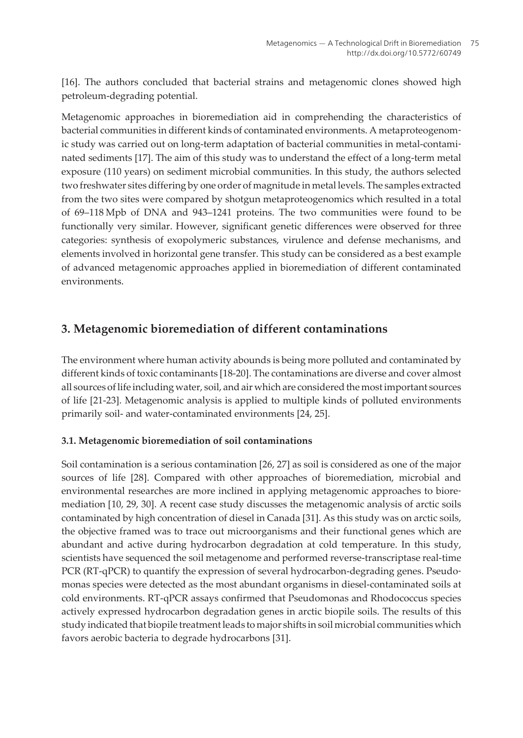[16]. The authors concluded that bacterial strains and metagenomic clones showed high petroleum-degrading potential.

Metagenomic approaches in bioremediation aid in comprehending the characteristics of bacterial communities in different kinds of contaminated environments. A metaproteogenomic study was carried out on long-term adaptation of bacterial communities in metal-contaminated sediments [17]. The aim of this study was to understand the effect of a long-term metal exposure (110 years) on sediment microbial communities. In this study, the authors selected two freshwater sites differing by one order of magnitude in metal levels. The samples extracted from the two sites were compared by shotgun metaproteogenomics which resulted in a total of 69–118 Mpb of DNA and 943–1241 proteins. The two communities were found to be functionally very similar. However, significant genetic differences were observed for three categories: synthesis of exopolymeric substances, virulence and defense mechanisms, and elements involved in horizontal gene transfer. This study can be considered as a best example of advanced metagenomic approaches applied in bioremediation of different contaminated environments.

## 3. Metagenomic bioremediation of different contaminations

The environment where human activity abounds is being more polluted and contaminated by different kinds of toxic contaminants [18-20]. The contaminations are diverse and cover almost all sources of life including water, soil, and air which are considered the most important sources of life [21-23]. Metagenomic analysis is applied to multiple kinds of polluted environments primarily soil- and water-contaminated environments [24, 25].

### 3.1. Metagenomic bioremediation of soil contaminations

Soil contamination is a serious contamination [26, 27] as soil is considered as one of the major sources of life [28]. Compared with other approaches of bioremediation, microbial and environmental researches are more inclined in applying metagenomic approaches to bioremediation [10, 29, 30]. A recent case study discusses the metagenomic analysis of arctic soils contaminated by high concentration of diesel in Canada [31]. As this study was on arctic soils, the objective framed was to trace out microorganisms and their functional genes which are abundant and active during hydrocarbon degradation at cold temperature. In this study, scientists have sequenced the soil metagenome and performed reverse-transcriptase real-time PCR (RT-qPCR) to quantify the expression of several hydrocarbon-degrading genes. Pseudomonas species were detected as the most abundant organisms in diesel-contaminated soils at cold environments. RT-qPCR assays confirmed that Pseudomonas and Rhodococcus species actively expressed hydrocarbon degradation genes in arctic biopile soils. The results of this study indicated that biopile treatment leads to major shifts in soil microbial communities which favors aerobic bacteria to degrade hydrocarbons [31].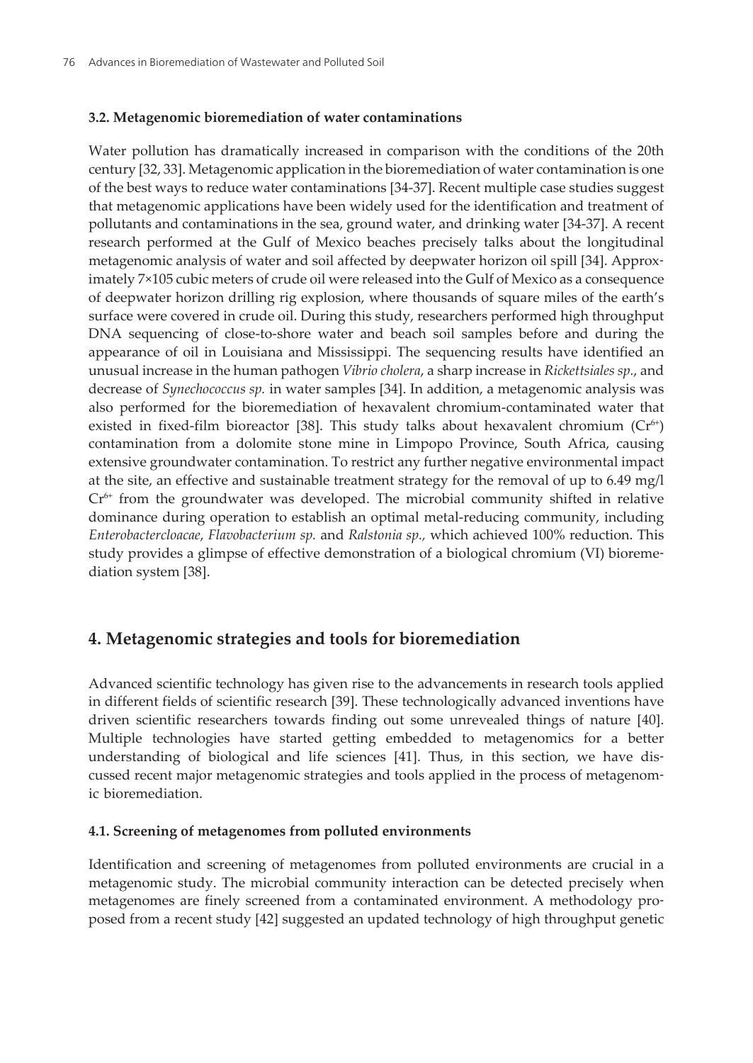### 3.2. Metagenomic bioremediation of water contaminations

Water pollution has dramatically increased in comparison with the conditions of the 20th century [32, 33]. Metagenomic application in the bioremediation of water contamination is one of the best ways to reduce water contaminations [34-37]. Recent multiple case studies suggest that metagenomic applications have been widely used for the identification and treatment of pollutants and contaminations in the sea, ground water, and drinking water [34-37]. A recent research performed at the Gulf of Mexico beaches precisely talks about the longitudinal metagenomic analysis of water and soil affected by deepwater horizon oil spill [34]. Approximately 7×105 cubic meters of crude oil were released into the Gulf of Mexico as a consequence of deepwater horizon drilling rig explosion, where thousands of square miles of the earth's surface were covered in crude oil. During this study, researchers performed high throughput DNA sequencing of close-to-shore water and beach soil samples before and during the appearance of oil in Louisiana and Mississippi. The sequencing results have identified an unusual increase in the human pathogen *Vibrio cholera*, a sharp increase in *Rickettsiales sp.*, and decrease of *Synechococcus sp.* in water samples [34]. In addition, a metagenomic analysis was also performed for the bioremediation of hexavalent chromium-contaminated water that existed in fixed-film bioreactor [38]. This study talks about hexavalent chromium ($Cr^{6+}$) contamination from a dolomite stone mine in Limpopo Province, South Africa, causing extensive groundwater contamination. To restrict any further negative environmental impact at the site, an effective and sustainable treatment strategy for the removal of up to 6.49 mg/l $Cr^{6+}$ from the groundwater was developed. The microbial community shifted in relative dominance during operation to establish an optimal metal-reducing community, including *Enterobactercloacae*, *Flavobacterium sp.* and *Ralstonia sp.*, which achieved 100% reduction. This study provides a glimpse of effective demonstration of a biological chromium (VI) bioremediation system [38].

## 4. Metagenomic strategies and tools for bioremediation

Advanced scientific technology has given rise to the advancements in research tools applied in different fields of scientific research [39]. These technologically advanced inventions have driven scientific researchers towards finding out some unrevealed things of nature [40]. Multiple technologies have started getting embedded to metagenomics for a better understanding of biological and life sciences [41]. Thus, in this section, we have discussed recent major metagenomic strategies and tools applied in the process of metagenomic bioremediation.

### 4.1. Screening of metagenomes from polluted environments

Identification and screening of metagenomes from polluted environments are crucial in a metagenomic study. The microbial community interaction can be detected precisely when metagenomes are finely screened from a contaminated environment. A methodology proposed from a recent study [42] suggested an updated technology of high throughput genetic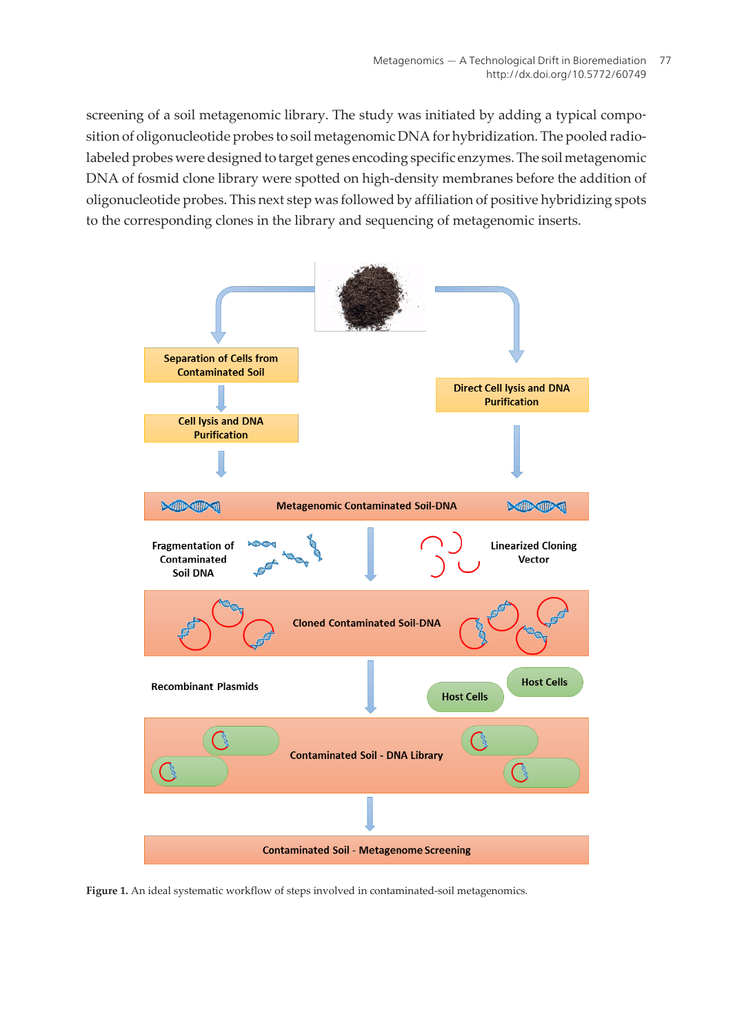screening of a soil metagenomic library. The study was initiated by adding a typical composition of oligonucleotide probes to soil metagenomic DNA for hybridization. The pooled radiolabeled probes were designed to target genes encoding specific enzymes. The soil metagenomic DNA of fosmid clone library were spotted on high-density membranes before the addition of oligonucleotide probes. This next step was followed by affiliation of positive hybridizing spots to the corresponding clones in the library and sequencing of metagenomic inserts.

**Figure 1.** An ideal systematic workflow of steps involved in contaminated-soil metagenomics.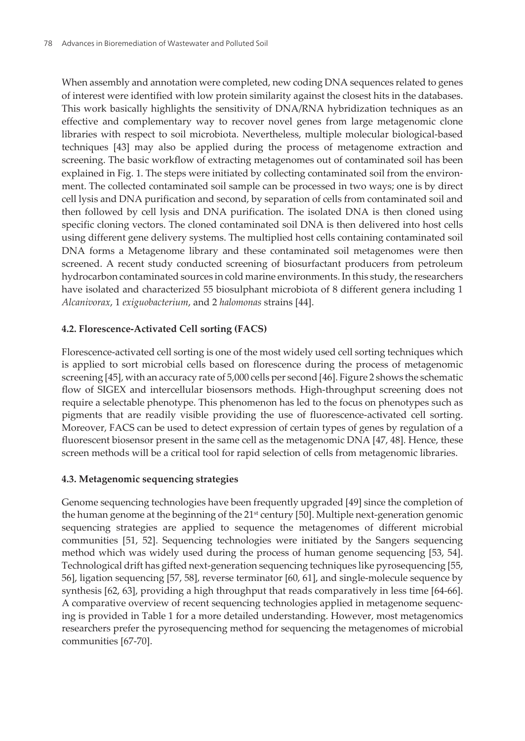When assembly and annotation were completed, new coding DNA sequences related to genes of interest were identified with low protein similarity against the closest hits in the databases. This work basically highlights the sensitivity of DNA/RNA hybridization techniques as an effective and complementary way to recover novel genes from large metagenomic clone libraries with respect to soil microbiota. Nevertheless, multiple molecular biological-based techniques [43] may also be applied during the process of metagenome extraction and screening. The basic workflow of extracting metagenomes out of contaminated soil has been explained in Fig. 1. The steps were initiated by collecting contaminated soil from the environment. The collected contaminated soil sample can be processed in two ways; one is by direct cell lysis and DNA purification and second, by separation of cells from contaminated soil and then followed by cell lysis and DNA purification. The isolated DNA is then cloned using specific cloning vectors. The cloned contaminated soil DNA is then delivered into host cells using different gene delivery systems. The multiplied host cells containing contaminated soil DNA forms a Metagenome library and these contaminated soil metagenomes were then screened. A recent study conducted screening of biosurfactant producers from petroleum hydrocarbon contaminated sources in cold marine environments. In this study, the researchers have isolated and characterized 55 biosulphant microbiota of 8 different genera including 1 *Alcanivorax*, 1 *exiguobacterium*, and 2 *halomonas* strains [44].

### 4.2. Florescence-Activated Cell sorting (FACS)

Florescence-activated cell sorting is one of the most widely used cell sorting techniques which is applied to sort microbial cells based on florescence during the process of metagenomic screening [45], with an accuracy rate of 5,000 cells per second [46]. Figure 2 shows the schematic flow of SIGEX and intercellular biosensors methods. High-throughput screening does not require a selectable phenotype. This phenomenon has led to the focus on phenotypes such as pigments that are readily visible providing the use of fluorescence-activated cell sorting. Moreover, FACS can be used to detect expression of certain types of genes by regulation of a fluorescent biosensor present in the same cell as the metagenomic DNA [47, 48]. Hence, these screen methods will be a critical tool for rapid selection of cells from metagenomic libraries.

### 4.3. Metagenomic sequencing strategies

Genome sequencing technologies have been frequently upgraded [49] since the completion of the human genome at the beginning of the 21st century [50]. Multiple next-generation genomic sequencing strategies are applied to sequence the metagenomes of different microbial communities [51, 52]. Sequencing technologies were initiated by the Sangers sequencing method which was widely used during the process of human genome sequencing [53, 54]. Technological drift has gifted next-generation sequencing techniques like pyrosequencing [55, 56], ligation sequencing [57, 58], reverse terminator [60, 61], and single-molecule sequence by synthesis [62, 63], providing a high throughput that reads comparatively in less time [64-66]. A comparative overview of recent sequencing technologies applied in metagenome sequencing is provided in Table 1 for a more detailed understanding. However, most metagenomics researchers prefer the pyrosequencing method for sequencing the metagenomes of microbial communities [67-70].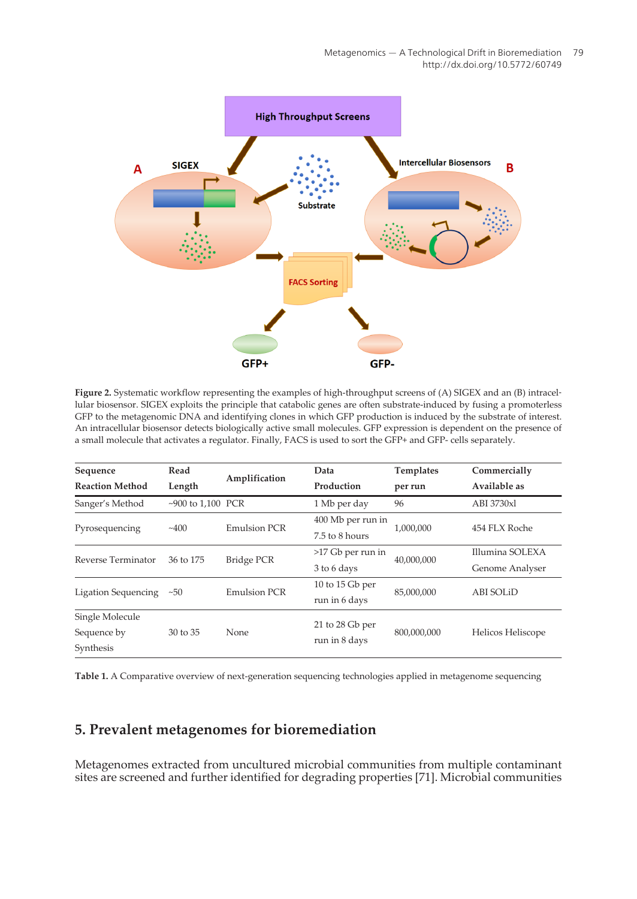**Figure 2.** Systematic workflow representing the examples of high-throughput screens of (A) SIGEX and an (B) intracellular biosensor. SIGEX exploits the principle that catabolic genes are often substrate-induced by fusing a promoterless GFP to the metagenomic DNA and identifying clones in which GFP production is induced by the substrate of interest. An intracellular biosensor detects biologically active small molecules. GFP expression is dependent on the presence of a small molecule that activates a regulator. Finally, FACS is used to sort the GFP+ and GFP- cells separately.

| Sequence Reaction Method | Read Length | Amplification | Data Production | Templates per run | Commercially Available as |
|---|---|---|---|---|---|
| Sanger's Method | ~900 to 1,100 | PCR | 1 Mb per day | 96 | ABI 3730xl |
| Pyrosequencing | ~400 | Emulsion PCR | 400 Mb per run in 7.5 to 8 hours | 1,000,000 | 454 FLX Roche |
| Reverse Terminator | 36 to 175 | Bridge PCR | >17 Gb per run in 3 to 6 days | 40,000,000 | Illumina SOLEXA Genome Analyser |
| Ligation Sequencing | ~50 | Emulsion PCR | 10 to 15 Gb per run in 6 days | 85,000,000 | ABI SOLiD |
| Single Molecule Sequence by Synthesis | 30 to 35 | None | 21 to 28 Gb per run in 8 days | 800,000,000 | Helicos Heliscope |

**Table 1.** A Comparative overview of next-generation sequencing technologies applied in metagenome sequencing

## 5. Prevalent metagenomes for bioremediation

Metagenomes extracted from uncultured microbial communities from multiple contaminant sites are screened and further identified for degrading properties [71]. Microbial communities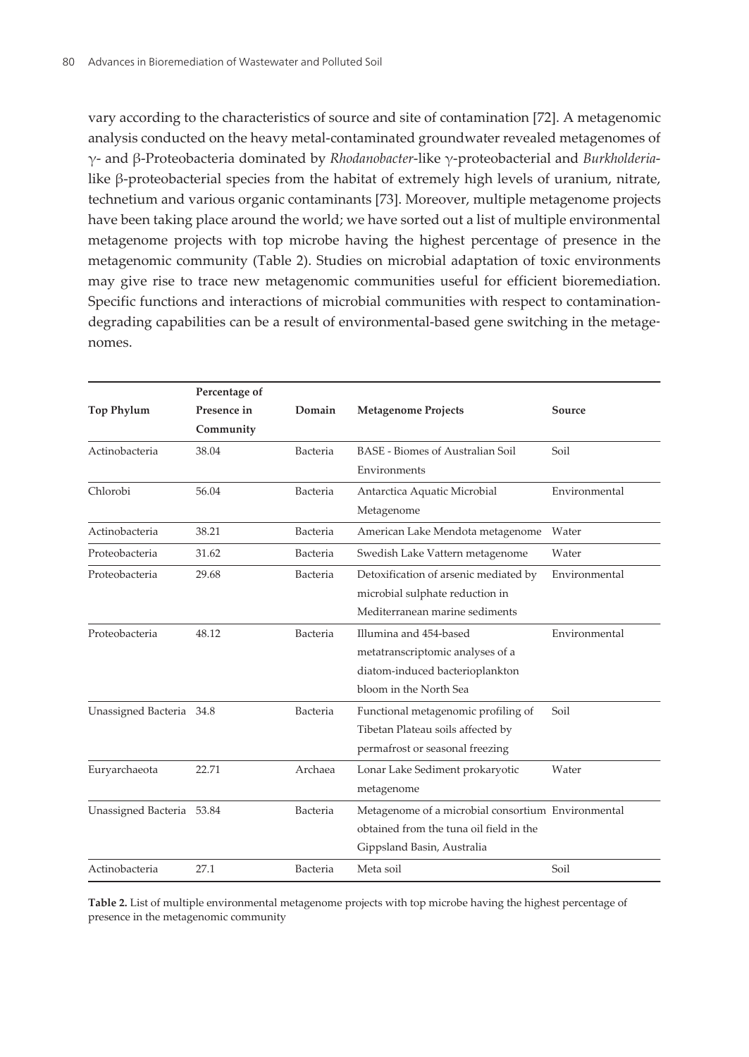vary according to the characteristics of source and site of contamination [72]. A metagenomic analysis conducted on the heavy metal-contaminated groundwater revealed metagenomes of $\gamma$- and $\beta$-Proteobacteria dominated by *Rhodanobacter*-like $\gamma$-proteobacterial and *Burkholderia*-like $\beta$-proteobacterial species from the habitat of extremely high levels of uranium, nitrate, technetium and various organic contaminants [73]. Moreover, multiple metagenome projects have been taking place around the world; we have sorted out a list of multiple environmental metagenome projects with top microbe having the highest percentage of presence in the metagenomic community (Table 2). Studies on microbial adaptation of toxic environments may give rise to trace new metagenomic communities useful for efficient bioremediation. Specific functions and interactions of microbial communities with respect to contamination-degrading capabilities can be a result of environmental-based gene switching in the metagenomes.

| Top Phylum | Percentage of Presence in Community | Domain | Metagenome Projects | Source |
|---|---|---|---|---|
| Actinobacteria | 38.04 | Bacteria | BASE - Biomes of Australian Soil Environments | Soil |
| Chlorobi | 56.04 | Bacteria | Antarctica Aquatic Microbial Metagenome | Environmental |
| Actinobacteria | 38.21 | Bacteria | American Lake Mendota metagenome | Water |
| Proteobacteria | 31.62 | Bacteria | Swedish Lake Vattern metagenome | Water |
| Proteobacteria | 29.68 | Bacteria | Detoxification of arsenic mediated by microbial sulphate reduction in Mediterranean marine sediments | Environmental |
| Proteobacteria | 48.12 | Bacteria | Illumina and 454-based metatranscriptomic analyses of a diatom-induced bacterioplankton bloom in the North Sea | Environmental |
| Unassigned Bacteria | 34.8 | Bacteria | Functional metagenomic profiling of Tibetan Plateau soils affected by permafrost or seasonal freezing | Soil |
| Euryarchaeota | 22.71 | Archaea | Lonar Lake Sediment prokaryotic metagenome | Water |
| Unassigned Bacteria | 53.84 | Bacteria | Metagenome of a microbial consortium obtained from the tuna oil field in the Gippsland Basin, Australia | Environmental |
| Actinobacteria | 27.1 | Bacteria | Meta soil | Soil |

**Table 2.** List of multiple environmental metagenome projects with top microbe having the highest percentage of presence in the metagenomic community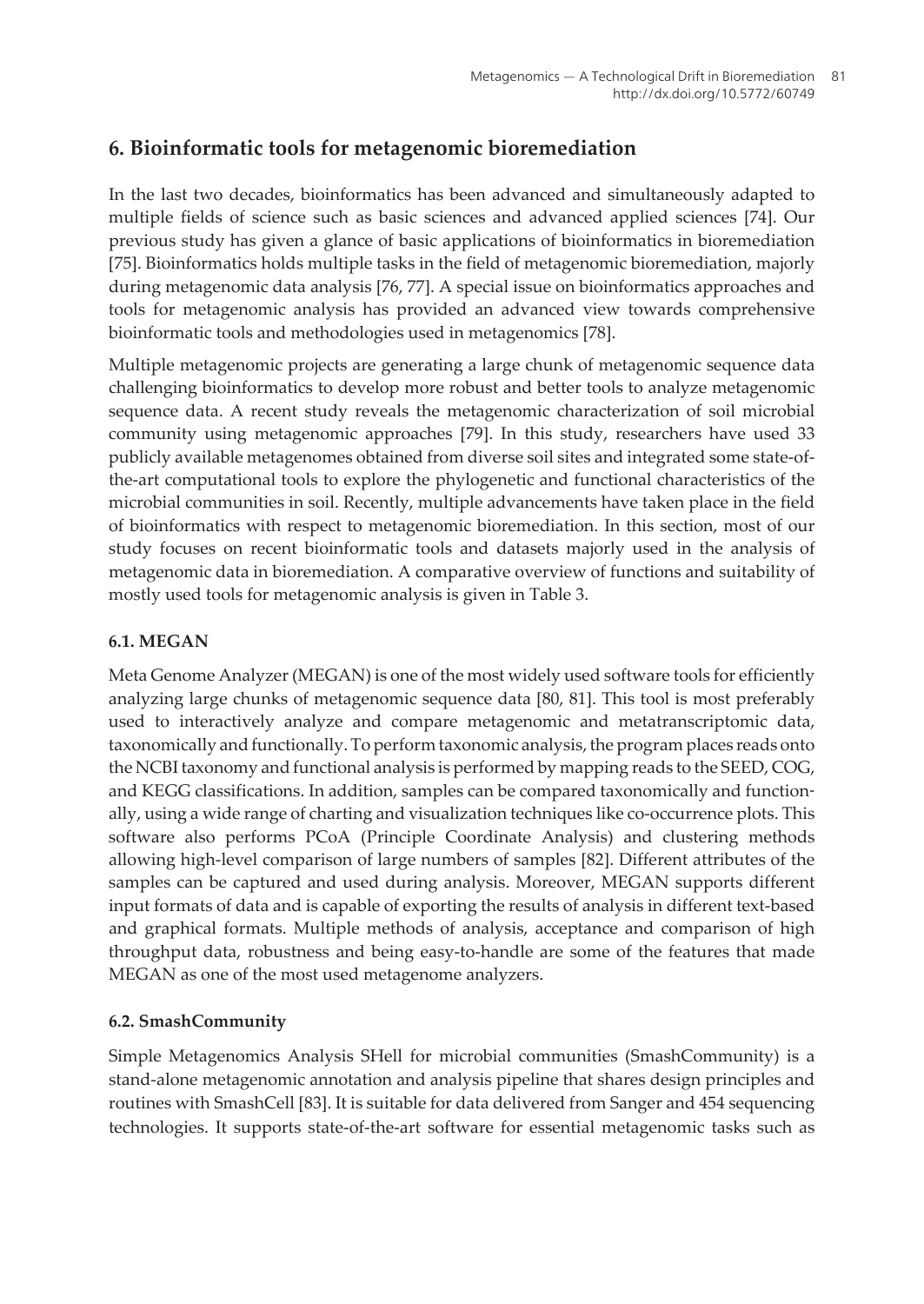## 6. Bioinformatic tools for metagenomic bioremediation

In the last two decades, bioinformatics has been advanced and simultaneously adapted to multiple fields of science such as basic sciences and advanced applied sciences [74]. Our previous study has given a glance of basic applications of bioinformatics in bioremediation [75]. Bioinformatics holds multiple tasks in the field of metagenomic bioremediation, majorly during metagenomic data analysis [76, 77]. A special issue on bioinformatics approaches and tools for metagenomic analysis has provided an advanced view towards comprehensive bioinformatic tools and methodologies used in metagenomics [78].

Multiple metagenomic projects are generating a large chunk of metagenomic sequence data challenging bioinformatics to develop more robust and better tools to analyze metagenomic sequence data. A recent study reveals the metagenomic characterization of soil microbial community using metagenomic approaches [79]. In this study, researchers have used 33 publicly available metagenomes obtained from diverse soil sites and integrated some state-of-the-art computational tools to explore the phylogenetic and functional characteristics of the microbial communities in soil. Recently, multiple advancements have taken place in the field of bioinformatics with respect to metagenomic bioremediation. In this section, most of our study focuses on recent bioinformatic tools and datasets majorly used in the analysis of metagenomic data in bioremediation. A comparative overview of functions and suitability of mostly used tools for metagenomic analysis is given in Table 3.

### 6.1. MEGAN

Meta Genome Analyzer (MEGAN) is one of the most widely used software tools for efficiently analyzing large chunks of metagenomic sequence data [80, 81]. This tool is most preferably used to interactively analyze and compare metagenomic and metatranscriptomic data, taxonomically and functionally. To perform taxonomic analysis, the program places reads onto the NCBI taxonomy and functional analysis is performed by mapping reads to the SEED, COG, and KEGG classifications. In addition, samples can be compared taxonomically and functionally, using a wide range of charting and visualization techniques like co-occurrence plots. This software also performs PCoA (Principle Coordinate Analysis) and clustering methods allowing high-level comparison of large numbers of samples [82]. Different attributes of the samples can be captured and used during analysis. Moreover, MEGAN supports different input formats of data and is capable of exporting the results of analysis in different text-based and graphical formats. Multiple methods of analysis, acceptance and comparison of high throughput data, robustness and being easy-to-handle are some of the features that made MEGAN as one of the most used metagenome analyzers.

### 6.2. SmashCommunity

Simple Metagenomics Analysis SHell for microbial communities (SmashCommunity) is a stand-alone metagenomic annotation and analysis pipeline that shares design principles and routines with SmashCell [83]. It is suitable for data delivered from Sanger and 454 sequencing technologies. It supports state-of-the-art software for essential metagenomic tasks such as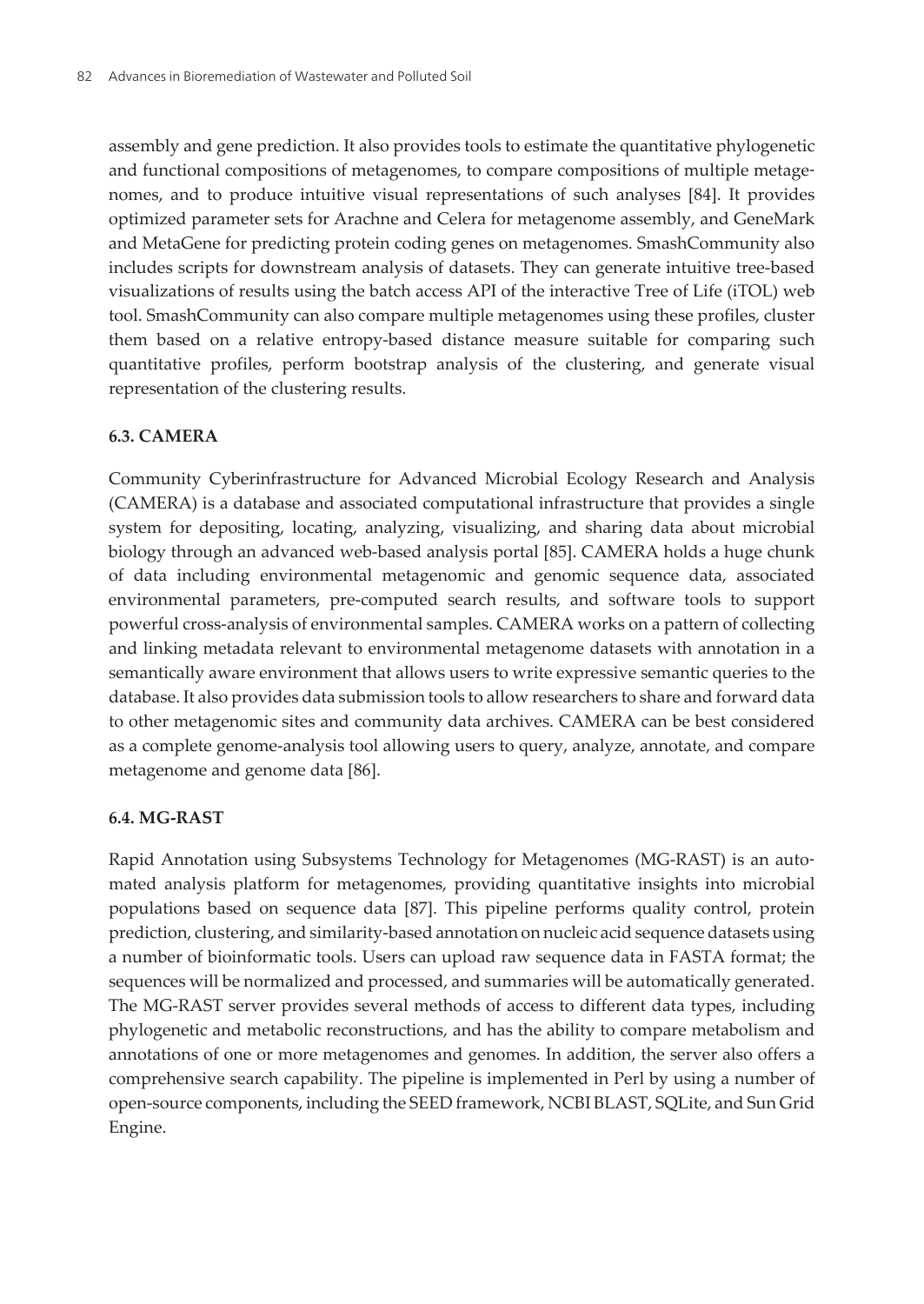assembly and gene prediction. It also provides tools to estimate the quantitative phylogenetic and functional compositions of metagenomes, to compare compositions of multiple metagenomes, and to produce intuitive visual representations of such analyses [84]. It provides optimized parameter sets for Arachne and Celera for metagenome assembly, and GeneMark and MetaGene for predicting protein coding genes on metagenomes. SmashCommunity also includes scripts for downstream analysis of datasets. They can generate intuitive tree-based visualizations of results using the batch access API of the interactive Tree of Life (iTOL) web tool. SmashCommunity can also compare multiple metagenomes using these profiles, cluster them based on a relative entropy-based distance measure suitable for comparing such quantitative profiles, perform bootstrap analysis of the clustering, and generate visual representation of the clustering results.

### 6.3. CAMERA

Community Cyberinfrastructure for Advanced Microbial Ecology Research and Analysis (CAMERA) is a database and associated computational infrastructure that provides a single system for depositing, locating, analyzing, visualizing, and sharing data about microbial biology through an advanced web-based analysis portal [85]. CAMERA holds a huge chunk of data including environmental metagenomic and genomic sequence data, associated environmental parameters, pre-computed search results, and software tools to support powerful cross-analysis of environmental samples. CAMERA works on a pattern of collecting and linking metadata relevant to environmental metagenome datasets with annotation in a semantically aware environment that allows users to write expressive semantic queries to the database. It also provides data submission tools to allow researchers to share and forward data to other metagenomic sites and community data archives. CAMERA can be best considered as a complete genome-analysis tool allowing users to query, analyze, annotate, and compare metagenome and genome data [86].

### 6.4. MG-RAST

Rapid Annotation using Subsystems Technology for Metagenomes (MG-RAST) is an automated analysis platform for metagenomes, providing quantitative insights into microbial populations based on sequence data [87]. This pipeline performs quality control, protein prediction, clustering, and similarity-based annotation on nucleic acid sequence datasets using a number of bioinformatic tools. Users can upload raw sequence data in FASTA format; the sequences will be normalized and processed, and summaries will be automatically generated. The MG-RAST server provides several methods of access to different data types, including phylogenetic and metabolic reconstructions, and has the ability to compare metabolism and annotations of one or more metagenomes and genomes. In addition, the server also offers a comprehensive search capability. The pipeline is implemented in Perl by using a number of open-source components, including the SEED framework, NCBI BLAST, SQLite, and Sun Grid Engine.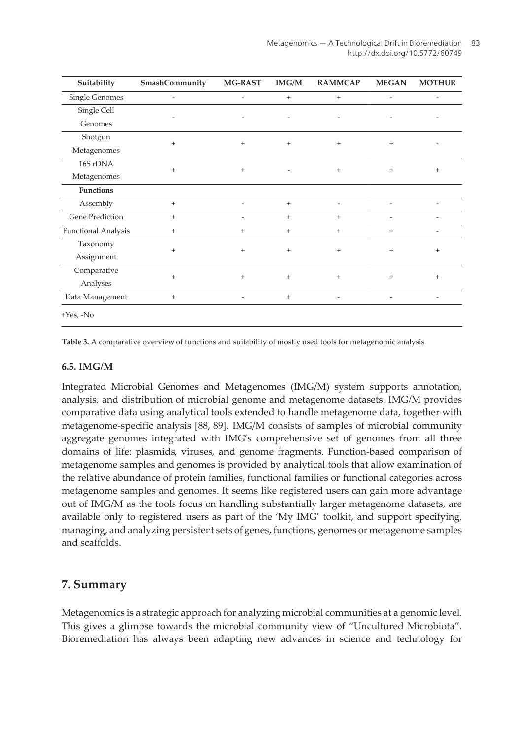| Suitability | SmashCommunity | MG-RAST | IMG/M | RAMMCAP | MEGAN | MOTHUR |
|---|---|---|---|---|---|---|
| Single Genomes | - | - | + | + | - | - |
| Single Cell Genomes | - | - | - | - | - | - |
| Shotgun Metagenomes | + | + | + | + | + | - |
| 16S rDNA Metagenomes | + | + | - | + | + | + |
| **Functions** | | | | | | |
| Assembly | + | - | + | - | - | - |
| Gene Prediction | + | - | + | + | - | - |
| Functional Analysis | + | + | + | + | + | - |
| Taxonomy Assignment | + | + | + | + | + | + |
| Comparative Analyses | + | + | + | + | + | + |
| Data Management | + | - | + | - | - | - |
| +Yes, -No | | | | | | |

**Table 3.** A comparative overview of functions and suitability of mostly used tools for metagenomic analysis

### 6.5. IMG/M

Integrated Microbial Genomes and Metagenomes (IMG/M) system supports annotation, analysis, and distribution of microbial genome and metagenome datasets. IMG/M provides comparative data using analytical tools extended to handle metagenome data, together with metagenome-specific analysis [88, 89]. IMG/M consists of samples of microbial community aggregate genomes integrated with IMG's comprehensive set of genomes from all three domains of life: plasmids, viruses, and genome fragments. Function-based comparison of metagenome samples and genomes is provided by analytical tools that allow examination of the relative abundance of protein families, functional families or functional categories across metagenome samples and genomes. It seems like registered users can gain more advantage out of IMG/M as the tools focus on handling substantially larger metagenome datasets, are available only to registered users as part of the 'My IMG' toolkit, and support specifying, managing, and analyzing persistent sets of genes, functions, genomes or metagenome samples and scaffolds.

## 7. Summary

Metagenomics is a strategic approach for analyzing microbial communities at a genomic level. This gives a glimpse towards the microbial community view of "Uncultured Microbiota". Bioremediation has always been adapting new advances in science and technology for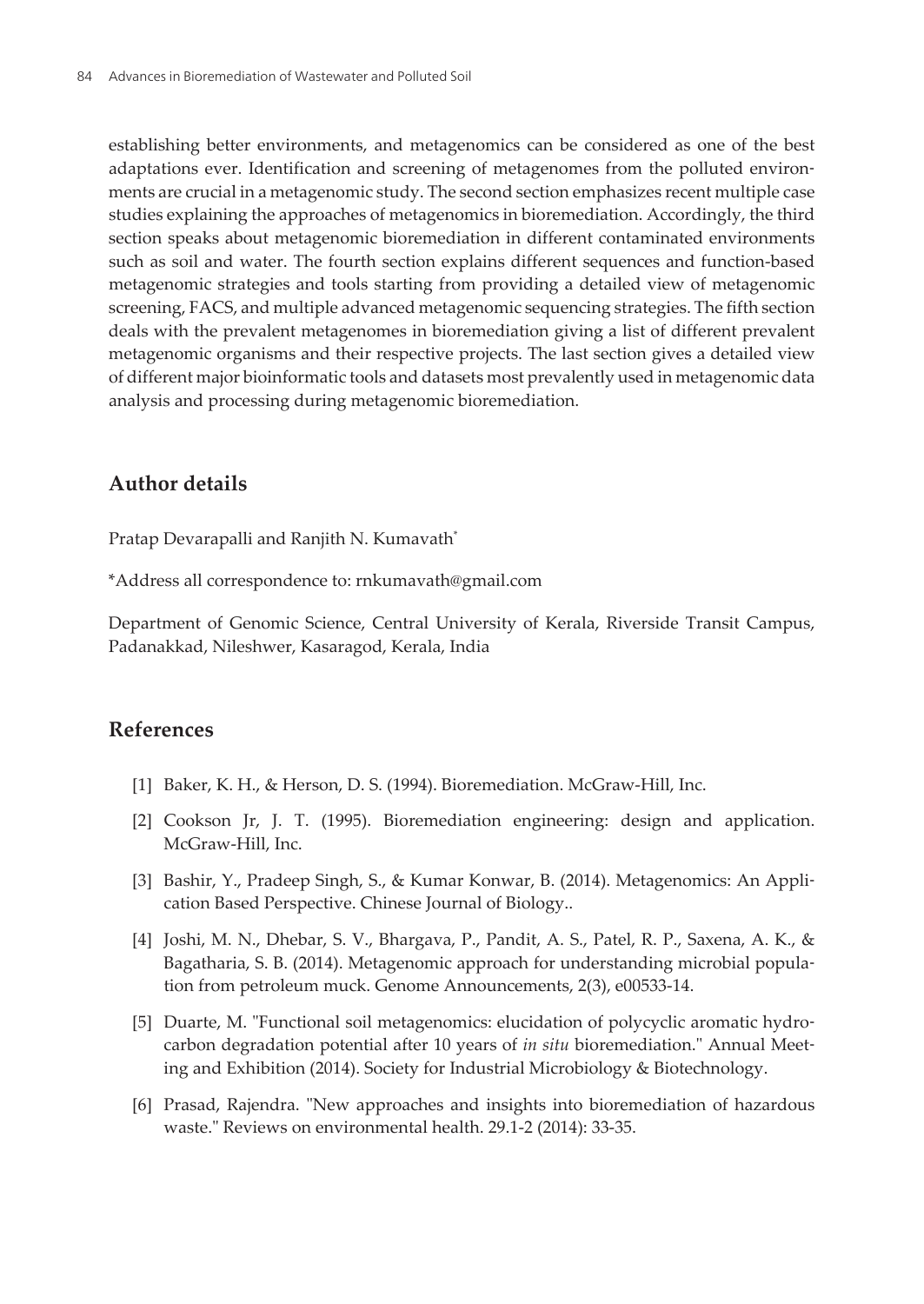establishing better environments, and metagenomics can be considered as one of the best adaptations ever. Identification and screening of metagenomes from the polluted environments are crucial in a metagenomic study. The second section emphasizes recent multiple case studies explaining the approaches of metagenomics in bioremediation. Accordingly, the third section speaks about metagenomic bioremediation in different contaminated environments such as soil and water. The fourth section explains different sequences and function-based metagenomic strategies and tools starting from providing a detailed view of metagenomic screening, FACS, and multiple advanced metagenomic sequencing strategies. The fifth section deals with the prevalent metagenomes in bioremediation giving a list of different prevalent metagenomic organisms and their respective projects. The last section gives a detailed view of different major bioinformatic tools and datasets most prevalently used in metagenomic data analysis and processing during metagenomic bioremediation.

## Author details

Pratap Devarapalli and Ranjith N. Kumavath*

*Address all correspondence to: rnkumavath@gmail.com

Department of Genomic Science, Central University of Kerala, Riverside Transit Campus, Padanakkad, Nileshwer, Kasaragod, Kerala, India

## References

[1] Baker, K. H., & Herson, D. S. (1994). Bioremediation. McGraw-Hill, Inc.

[2] Cookson Jr, J. T. (1995). Bioremediation engineering: design and application. McGraw-Hill, Inc.

[3] Bashir, Y., Pradeep Singh, S., & Kumar Konwar, B. (2014). Metagenomics: An Application Based Perspective. Chinese Journal of Biology..

[4] Joshi, M. N., Dhebar, S. V., Bhargava, P., Pandit, A. S., Patel, R. P., Saxena, A. K., & Bagatharia, S. B. (2014). Metagenomic approach for understanding microbial population from petroleum muck. Genome Announcements, 2(3), e00533-14.

[5] Duarte, M. "Functional soil metagenomics: elucidation of polycyclic aromatic hydrocarbon degradation potential after 10 years of *in situ* bioremediation." Annual Meeting and Exhibition (2014). Society for Industrial Microbiology & Biotechnology.

[6] Prasad, Rajendra. "New approaches and insights into bioremediation of hazardous waste." Reviews on environmental health. 29.1-2 (2014): 33-35.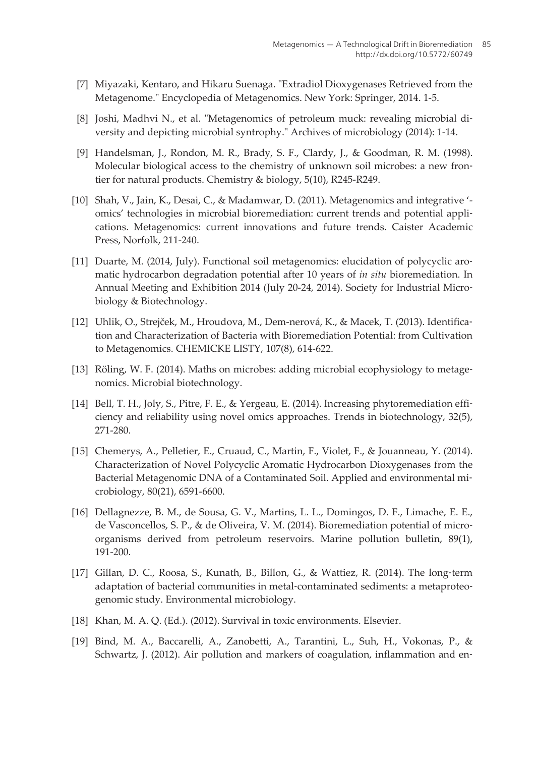[7] Miyazaki, Kentaro, and Hikaru Suenaga. "Extradiol Dioxygenases Retrieved from the Metagenome." Encyclopedia of Metagenomics. New York: Springer, 2014. 1-5.

[8] Joshi, Madhvi N., et al. "Metagenomics of petroleum muck: revealing microbial diversity and depicting microbial syntrophy." Archives of microbiology (2014): 1-14.

[9] Handelsman, J., Rondon, M. R., Brady, S. F., Clardy, J., & Goodman, R. M. (1998). Molecular biological access to the chemistry of unknown soil microbes: a new frontier for natural products. Chemistry & biology, 5(10), R245-R249.

[10] Shah, V., Jain, K., Desai, C., & Madamwar, D. (2011). Metagenomics and integrative '-omics' technologies in microbial bioremediation: current trends and potential applications. Metagenomics: current innovations and future trends. Caister Academic Press, Norfolk, 211-240.

[11] Duarte, M. (2014, July). Functional soil metagenomics: elucidation of polycyclic aromatic hydrocarbon degradation potential after 10 years of *in situ* bioremediation. In Annual Meeting and Exhibition 2014 (July 20-24, 2014). Society for Industrial Microbiology & Biotechnology.

[12] Uhlik, O., Strejček, M., Hroudova, M., Dem-nerová, K., & Macek, T. (2013). Identification and Characterization of Bacteria with Bioremediation Potential: from Cultivation to Metagenomics. CHEMICKE LISTY, 107(8), 614-622.

[13] Röling, W. F. (2014). Maths on microbes: adding microbial ecophysiology to metagenomics. Microbial biotechnology.

[14] Bell, T. H., Joly, S., Pitre, F. E., & Yergeau, E. (2014). Increasing phytoremediation efficiency and reliability using novel omics approaches. Trends in biotechnology, 32(5), 271-280.

[15] Chemerys, A., Pelletier, E., Cruaud, C., Martin, F., Violet, F., & Jouanneau, Y. (2014). Characterization of Novel Polycyclic Aromatic Hydrocarbon Dioxygenases from the Bacterial Metagenomic DNA of a Contaminated Soil. Applied and environmental microbiology, 80(21), 6591-6600.

[16] Dellagnezze, B. M., de Sousa, G. V., Martins, L. L., Domingos, D. F., Limache, E. E., de Vasconcellos, S. P., & de Oliveira, V. M. (2014). Bioremediation potential of microorganisms derived from petroleum reservoirs. Marine pollution bulletin, 89(1), 191-200.

[17] Gillan, D. C., Roosa, S., Kunath, B., Billon, G., & Wattiez, R. (2014). The long-term adaptation of bacterial communities in metal-contaminated sediments: a metaproteogenomic study. Environmental microbiology.

[18] Khan, M. A. Q. (Ed.). (2012). Survival in toxic environments. Elsevier.

[19] Bind, M. A., Baccarelli, A., Zanobetti, A., Tarantini, L., Suh, H., Vokonas, P., & Schwartz, J. (2012). Air pollution and markers of coagulation, inflammation and en-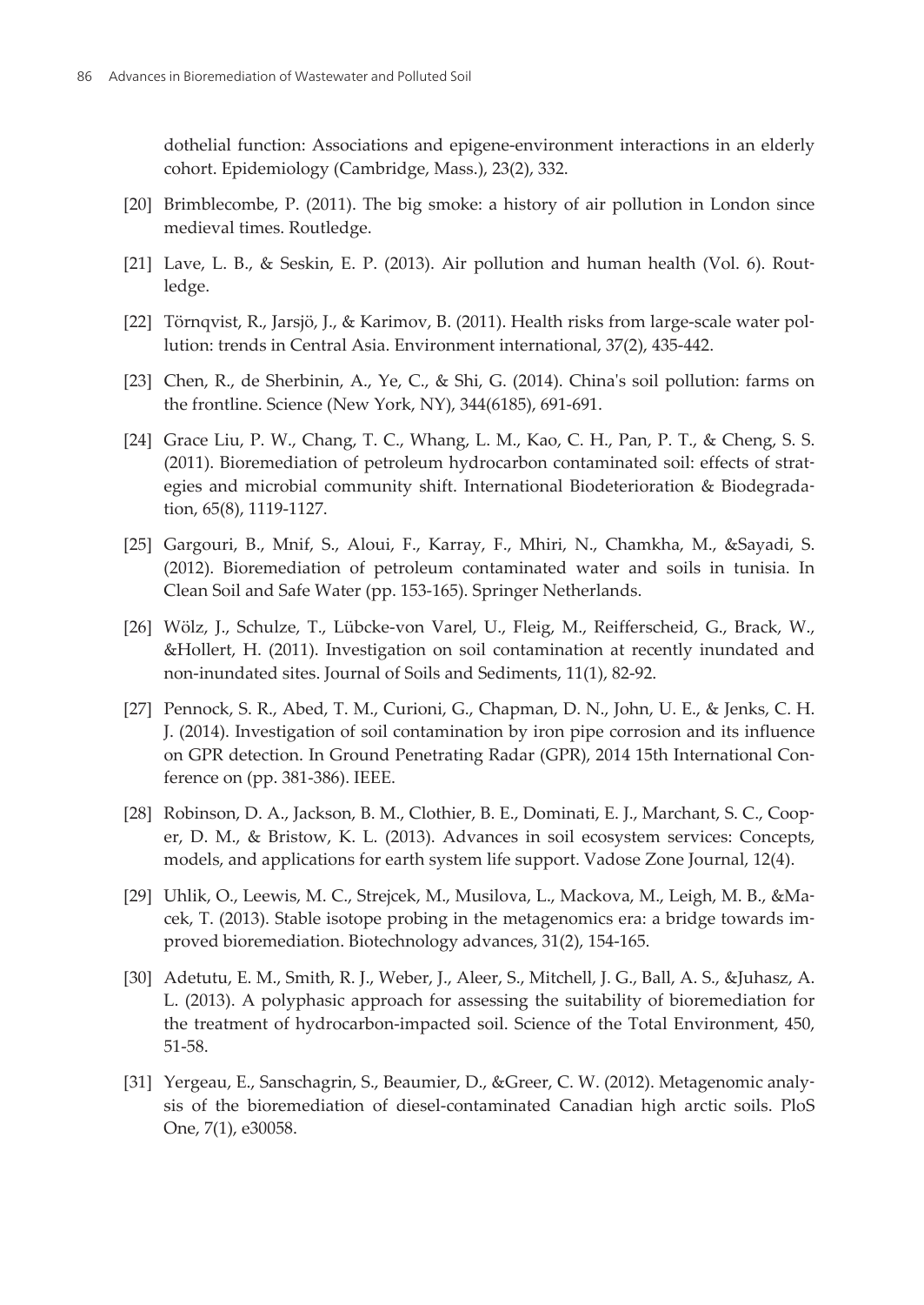dothelial function: Associations and epigene-environment interactions in an elderly cohort. Epidemiology (Cambridge, Mass.), 23(2), 332.

[20] Brimblecombe, P. (2011). The big smoke: a history of air pollution in London since medieval times. Routledge.

[21] Lave, L. B., & Seskin, E. P. (2013). Air pollution and human health (Vol. 6). Routledge.

[22] Törnqvist, R., Jarsjö, J., & Karimov, B. (2011). Health risks from large-scale water pollution: trends in Central Asia. Environment international, 37(2), 435-442.

[23] Chen, R., de Sherbinin, A., Ye, C., & Shi, G. (2014). China's soil pollution: farms on the frontline. Science (New York, NY), 344(6185), 691-691.

[24] Grace Liu, P. W., Chang, T. C., Whang, L. M., Kao, C. H., Pan, P. T., & Cheng, S. S. (2011). Bioremediation of petroleum hydrocarbon contaminated soil: effects of strategies and microbial community shift. International Biodeterioration & Biodegradation, 65(8), 1119-1127.

[25] Gargouri, B., Mnif, S., Aloui, F., Karray, F., Mhiri, N., Chamkha, M., &Sayadi, S. (2012). Bioremediation of petroleum contaminated water and soils in tunisia. In Clean Soil and Safe Water (pp. 153-165). Springer Netherlands.

[26] Wölz, J., Schulze, T., Lübcke-von Varel, U., Fleig, M., Reifferscheid, G., Brack, W., &Hollert, H. (2011). Investigation on soil contamination at recently inundated and non-inundated sites. Journal of Soils and Sediments, 11(1), 82-92.

[27] Pennock, S. R., Abed, T. M., Curioni, G., Chapman, D. N., John, U. E., & Jenks, C. H. J. (2014). Investigation of soil contamination by iron pipe corrosion and its influence on GPR detection. In Ground Penetrating Radar (GPR), 2014 15th International Conference on (pp. 381-386). IEEE.

[28] Robinson, D. A., Jackson, B. M., Clothier, B. E., Dominati, E. J., Marchant, S. C., Cooper, D. M., & Bristow, K. L. (2013). Advances in soil ecosystem services: Concepts, models, and applications for earth system life support. Vadose Zone Journal, 12(4).

[29] Uhlik, O., Leewis, M. C., Strejcek, M., Musilova, L., Mackova, M., Leigh, M. B., &Macek, T. (2013). Stable isotope probing in the metagenomics era: a bridge towards improved bioremediation. Biotechnology advances, 31(2), 154-165.

[30] Adetutu, E. M., Smith, R. J., Weber, J., Aleer, S., Mitchell, J. G., Ball, A. S., &Juhasz, A. L. (2013). A polyphasic approach for assessing the suitability of bioremediation for the treatment of hydrocarbon-impacted soil. Science of the Total Environment, 450, 51-58.

[31] Yergeau, E., Sanschagrin, S., Beaumier, D., &Greer, C. W. (2012). Metagenomic analysis of the bioremediation of diesel-contaminated Canadian high arctic soils. PloS One, 7(1), e30058.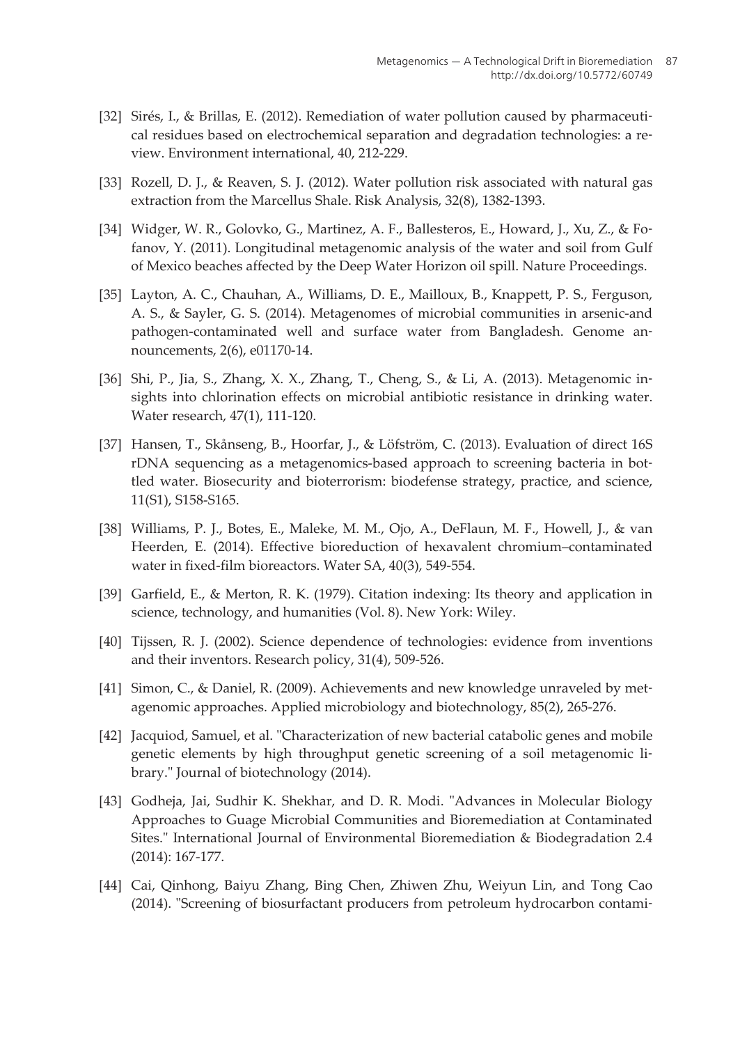[32] Sirés, I., & Brillas, E. (2012). Remediation of water pollution caused by pharmaceutical residues based on electrochemical separation and degradation technologies: a review. Environment international, 40, 212-229.

[33] Rozell, D. J., & Reaven, S. J. (2012). Water pollution risk associated with natural gas extraction from the Marcellus Shale. Risk Analysis, 32(8), 1382-1393.

[34] Widger, W. R., Golovko, G., Martinez, A. F., Ballesteros, E., Howard, J., Xu, Z., & Fofanov, Y. (2011). Longitudinal metagenomic analysis of the water and soil from Gulf of Mexico beaches affected by the Deep Water Horizon oil spill. Nature Proceedings.

[35] Layton, A. C., Chauhan, A., Williams, D. E., Mailloux, B., Knappett, P. S., Ferguson, A. S., & Sayler, G. S. (2014). Metagenomes of microbial communities in arsenic-and pathogen-contaminated well and surface water from Bangladesh. Genome announcements, 2(6), e01170-14.

[36] Shi, P., Jia, S., Zhang, X. X., Zhang, T., Cheng, S., & Li, A. (2013). Metagenomic insights into chlorination effects on microbial antibiotic resistance in drinking water. Water research, 47(1), 111-120.

[37] Hansen, T., Skånseng, B., Hoorfar, J., & Löfström, C. (2013). Evaluation of direct 16S rDNA sequencing as a metagenomics-based approach to screening bacteria in bottled water. Biosecurity and bioterrorism: biodefense strategy, practice, and science, 11(S1), S158-S165.

[38] Williams, P. J., Botes, E., Maleke, M. M., Ojo, A., DeFlaun, M. F., Howell, J., & van Heerden, E. (2014). Effective bioreduction of hexavalent chromium–contaminated water in fixed-film bioreactors. Water SA, 40(3), 549-554.

[39] Garfield, E., & Merton, R. K. (1979). Citation indexing: Its theory and application in science, technology, and humanities (Vol. 8). New York: Wiley.

[40] Tijssen, R. J. (2002). Science dependence of technologies: evidence from inventions and their inventors. Research policy, 31(4), 509-526.

[41] Simon, C., & Daniel, R. (2009). Achievements and new knowledge unraveled by metagenomic approaches. Applied microbiology and biotechnology, 85(2), 265-276.

[42] Jacquiod, Samuel, et al. "Characterization of new bacterial catabolic genes and mobile genetic elements by high throughput genetic screening of a soil metagenomic library." Journal of biotechnology (2014).

[43] Godheja, Jai, Sudhir K. Shekhar, and D. R. Modi. "Advances in Molecular Biology Approaches to Guage Microbial Communities and Bioremediation at Contaminated Sites." International Journal of Environmental Bioremediation & Biodegradation 2.4 (2014): 167-177.

[44] Cai, Qinhong, Baiyu Zhang, Bing Chen, Zhiwen Zhu, Weiyun Lin, and Tong Cao (2014). "Screening of biosurfactant producers from petroleum hydrocarbon contami-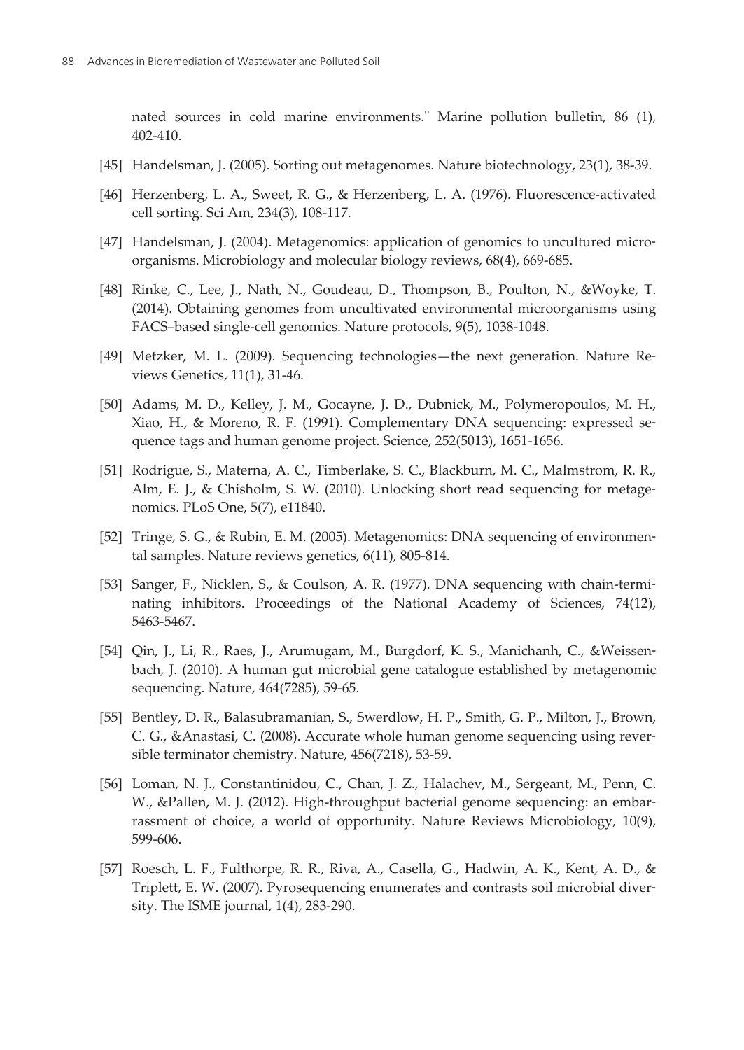nated sources in cold marine environments." Marine pollution bulletin, 86 (1), 402-410.

[45] Handelsman, J. (2005). Sorting out metagenomes. Nature biotechnology, 23(1), 38-39.

[46] Herzenberg, L. A., Sweet, R. G., & Herzenberg, L. A. (1976). Fluorescence-activated cell sorting. Sci Am, 234(3), 108-117.

[47] Handelsman, J. (2004). Metagenomics: application of genomics to uncultured microorganisms. Microbiology and molecular biology reviews, 68(4), 669-685.

[48] Rinke, C., Lee, J., Nath, N., Goudeau, D., Thompson, B., Poulton, N., &Woyke, T. (2014). Obtaining genomes from uncultivated environmental microorganisms using FACS–based single-cell genomics. Nature protocols, 9(5), 1038-1048.

[49] Metzker, M. L. (2009). Sequencing technologies—the next generation. Nature Reviews Genetics, 11(1), 31-46.

[50] Adams, M. D., Kelley, J. M., Gocayne, J. D., Dubnick, M., Polymeropoulos, M. H., Xiao, H., & Moreno, R. F. (1991). Complementary DNA sequencing: expressed sequence tags and human genome project. Science, 252(5013), 1651-1656.

[51] Rodrigue, S., Materna, A. C., Timberlake, S. C., Blackburn, M. C., Malmstrom, R. R., Alm, E. J., & Chisholm, S. W. (2010). Unlocking short read sequencing for metagenomics. PLoS One, 5(7), e11840.

[52] Tringe, S. G., & Rubin, E. M. (2005). Metagenomics: DNA sequencing of environmental samples. Nature reviews genetics, 6(11), 805-814.

[53] Sanger, F., Nicklen, S., & Coulson, A. R. (1977). DNA sequencing with chain-terminating inhibitors. Proceedings of the National Academy of Sciences, 74(12), 5463-5467.

[54] Qin, J., Li, R., Raes, J., Arumugam, M., Burgdorf, K. S., Manichanh, C., &Weissenbach, J. (2010). A human gut microbial gene catalogue established by metagenomic sequencing. Nature, 464(7285), 59-65.

[55] Bentley, D. R., Balasubramanian, S., Swerdlow, H. P., Smith, G. P., Milton, J., Brown, C. G., &Anastasi, C. (2008). Accurate whole human genome sequencing using reversible terminator chemistry. Nature, 456(7218), 53-59.

[56] Loman, N. J., Constantinidou, C., Chan, J. Z., Halachev, M., Sergeant, M., Penn, C. W., &Pallen, M. J. (2012). High-throughput bacterial genome sequencing: an embarrassment of choice, a world of opportunity. Nature Reviews Microbiology, 10(9), 599-606.

[57] Roesch, L. F., Fulthorpe, R. R., Riva, A., Casella, G., Hadwin, A. K., Kent, A. D., & Triplett, E. W. (2007). Pyrosequencing enumerates and contrasts soil microbial diversity. The ISME journal, 1(4), 283-290.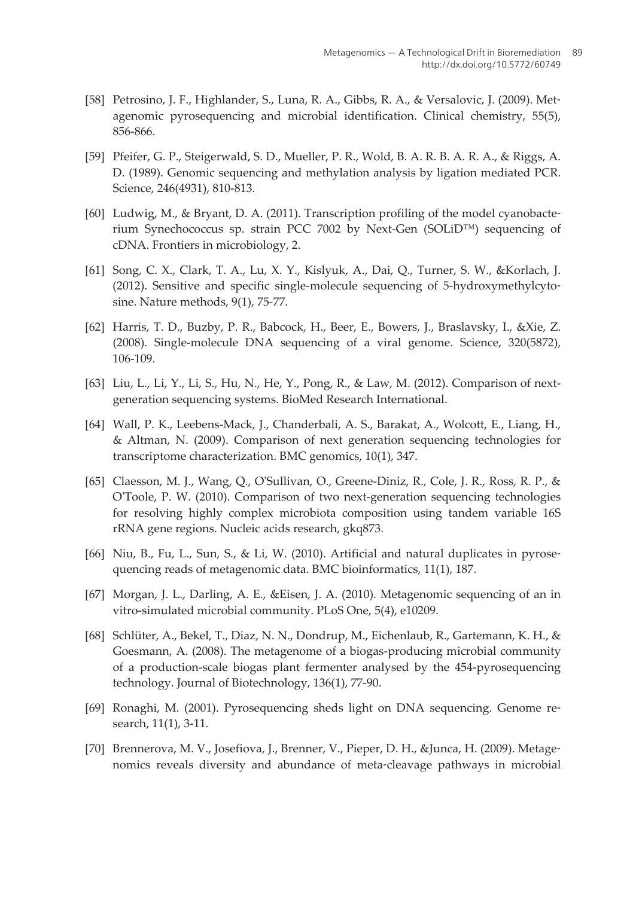[58] Petrosino, J. F., Highlander, S., Luna, R. A., Gibbs, R. A., & Versalovic, J. (2009). Metagenomic pyrosequencing and microbial identification. Clinical chemistry, 55(5), 856-866.

[59] Pfeifer, G. P., Steigerwald, S. D., Mueller, P. R., Wold, B. A. R. B. A. R. A., & Riggs, A. D. (1989). Genomic sequencing and methylation analysis by ligation mediated PCR. Science, 246(4931), 810-813.

[60] Ludwig, M., & Bryant, D. A. (2011). Transcription profiling of the model cyanobacterium Synechococcus sp. strain PCC 7002 by Next-Gen (SOLiD™) sequencing of cDNA. Frontiers in microbiology, 2.

[61] Song, C. X., Clark, T. A., Lu, X. Y., Kislyuk, A., Dai, Q., Turner, S. W., &Korlach, J. (2012). Sensitive and specific single-molecule sequencing of 5-hydroxymethylcytosine. Nature methods, 9(1), 75-77.

[62] Harris, T. D., Buzby, P. R., Babcock, H., Beer, E., Bowers, J., Braslavsky, I., &Xie, Z. (2008). Single-molecule DNA sequencing of a viral genome. Science, 320(5872), 106-109.

[63] Liu, L., Li, Y., Li, S., Hu, N., He, Y., Pong, R., & Law, M. (2012). Comparison of next-generation sequencing systems. BioMed Research International.

[64] Wall, P. K., Leebens-Mack, J., Chanderbali, A. S., Barakat, A., Wolcott, E., Liang, H., & Altman, N. (2009). Comparison of next generation sequencing technologies for transcriptome characterization. BMC genomics, 10(1), 347.

[65] Claesson, M. J., Wang, Q., O'Sullivan, O., Greene-Diniz, R., Cole, J. R., Ross, R. P., & O'Toole, P. W. (2010). Comparison of two next-generation sequencing technologies for resolving highly complex microbiota composition using tandem variable 16S rRNA gene regions. Nucleic acids research, gkq873.

[66] Niu, B., Fu, L., Sun, S., & Li, W. (2010). Artificial and natural duplicates in pyrosequencing reads of metagenomic data. BMC bioinformatics, 11(1), 187.

[67] Morgan, J. L., Darling, A. E., &Eisen, J. A. (2010). Metagenomic sequencing of an in vitro-simulated microbial community. PLoS One, 5(4), e10209.

[68] Schlüter, A., Bekel, T., Diaz, N. N., Dondrup, M., Eichenlaub, R., Gartemann, K. H., & Goesmann, A. (2008). The metagenome of a biogas-producing microbial community of a production-scale biogas plant fermenter analysed by the 454-pyrosequencing technology. Journal of Biotechnology, 136(1), 77-90.

[69] Ronaghi, M. (2001). Pyrosequencing sheds light on DNA sequencing. Genome research, 11(1), 3-11.

[70] Brennerova, M. V., Josefiova, J., Brenner, V., Pieper, D. H., &Junca, H. (2009). Metagenomics reveals diversity and abundance of meta-cleavage pathways in microbial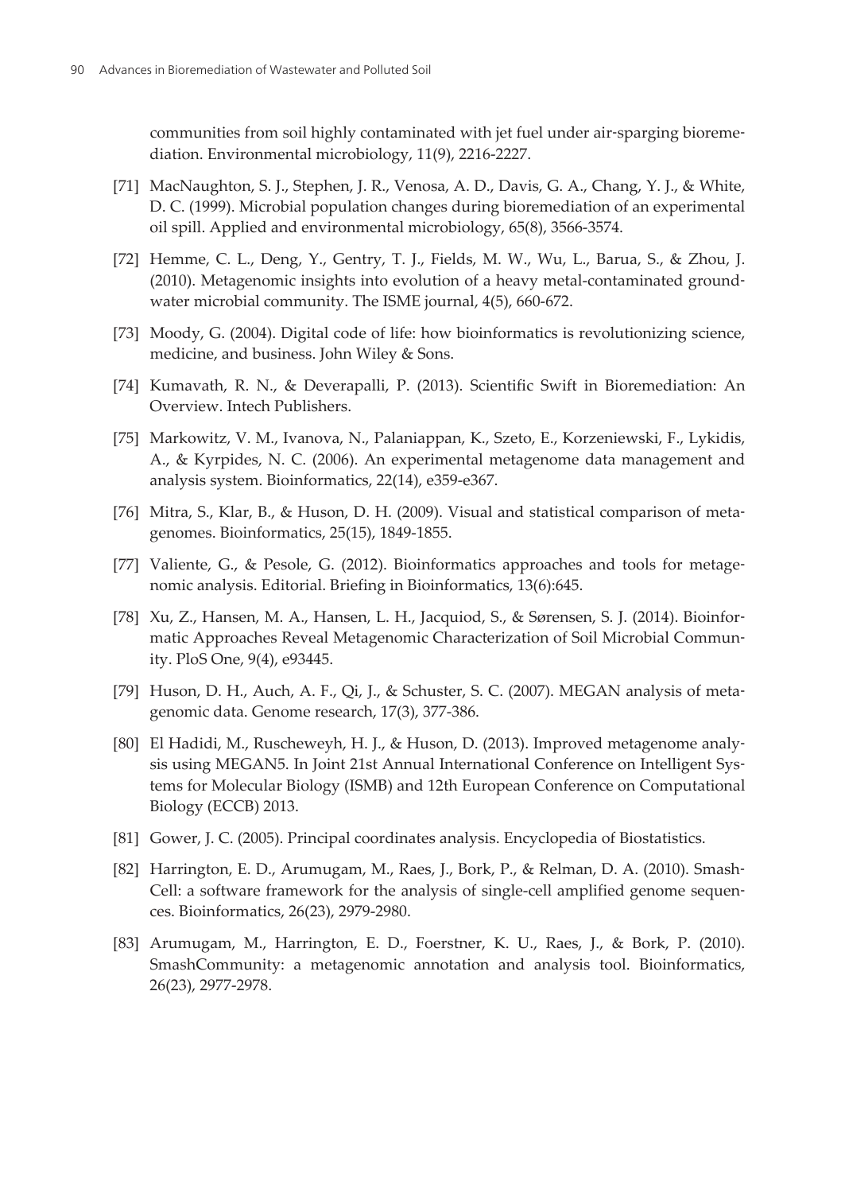communities from soil highly contaminated with jet fuel under air-sparging bioremediation. Environmental microbiology, 11(9), 2216-2227.

[71] MacNaughton, S. J., Stephen, J. R., Venosa, A. D., Davis, G. A., Chang, Y. J., & White, D. C. (1999). Microbial population changes during bioremediation of an experimental oil spill. Applied and environmental microbiology, 65(8), 3566-3574.

[72] Hemme, C. L., Deng, Y., Gentry, T. J., Fields, M. W., Wu, L., Barua, S., & Zhou, J. (2010). Metagenomic insights into evolution of a heavy metal-contaminated groundwater microbial community. The ISME journal, 4(5), 660-672.

[73] Moody, G. (2004). Digital code of life: how bioinformatics is revolutionizing science, medicine, and business. John Wiley & Sons.

[74] Kumavath, R. N., & Deverapalli, P. (2013). Scientific Swift in Bioremediation: An Overview. Intech Publishers.

[75] Markowitz, V. M., Ivanova, N., Palaniappan, K., Szeto, E., Korzeniewski, F., Lykidis, A., & Kyrpides, N. C. (2006). An experimental metagenome data management and analysis system. Bioinformatics, 22(14), e359-e367.

[76] Mitra, S., Klar, B., & Huson, D. H. (2009). Visual and statistical comparison of metagenomes. Bioinformatics, 25(15), 1849-1855.

[77] Valiente, G., & Pesole, G. (2012). Bioinformatics approaches and tools for metagenomic analysis. Editorial. Briefing in Bioinformatics, 13(6):645.

[78] Xu, Z., Hansen, M. A., Hansen, L. H., Jacquiod, S., & Sørensen, S. J. (2014). Bioinformatic Approaches Reveal Metagenomic Characterization of Soil Microbial Community. PloS One, 9(4), e93445.

[79] Huson, D. H., Auch, A. F., Qi, J., & Schuster, S. C. (2007). MEGAN analysis of metagenomic data. Genome research, 17(3), 377-386.

[80] El Hadidi, M., Ruscheweyh, H. J., & Huson, D. (2013). Improved metagenome analysis using MEGAN5. In Joint 21st Annual International Conference on Intelligent Systems for Molecular Biology (ISMB) and 12th European Conference on Computational Biology (ECCB) 2013.

[81] Gower, J. C. (2005). Principal coordinates analysis. Encyclopedia of Biostatistics.

[82] Harrington, E. D., Arumugam, M., Raes, J., Bork, P., & Relman, D. A. (2010). SmashCell: a software framework for the analysis of single-cell amplified genome sequences. Bioinformatics, 26(23), 2979-2980.

[83] Arumugam, M., Harrington, E. D., Foerstner, K. U., Raes, J., & Bork, P. (2010). SmashCommunity: a metagenomic annotation and analysis tool. Bioinformatics, 26(23), 2977-2978.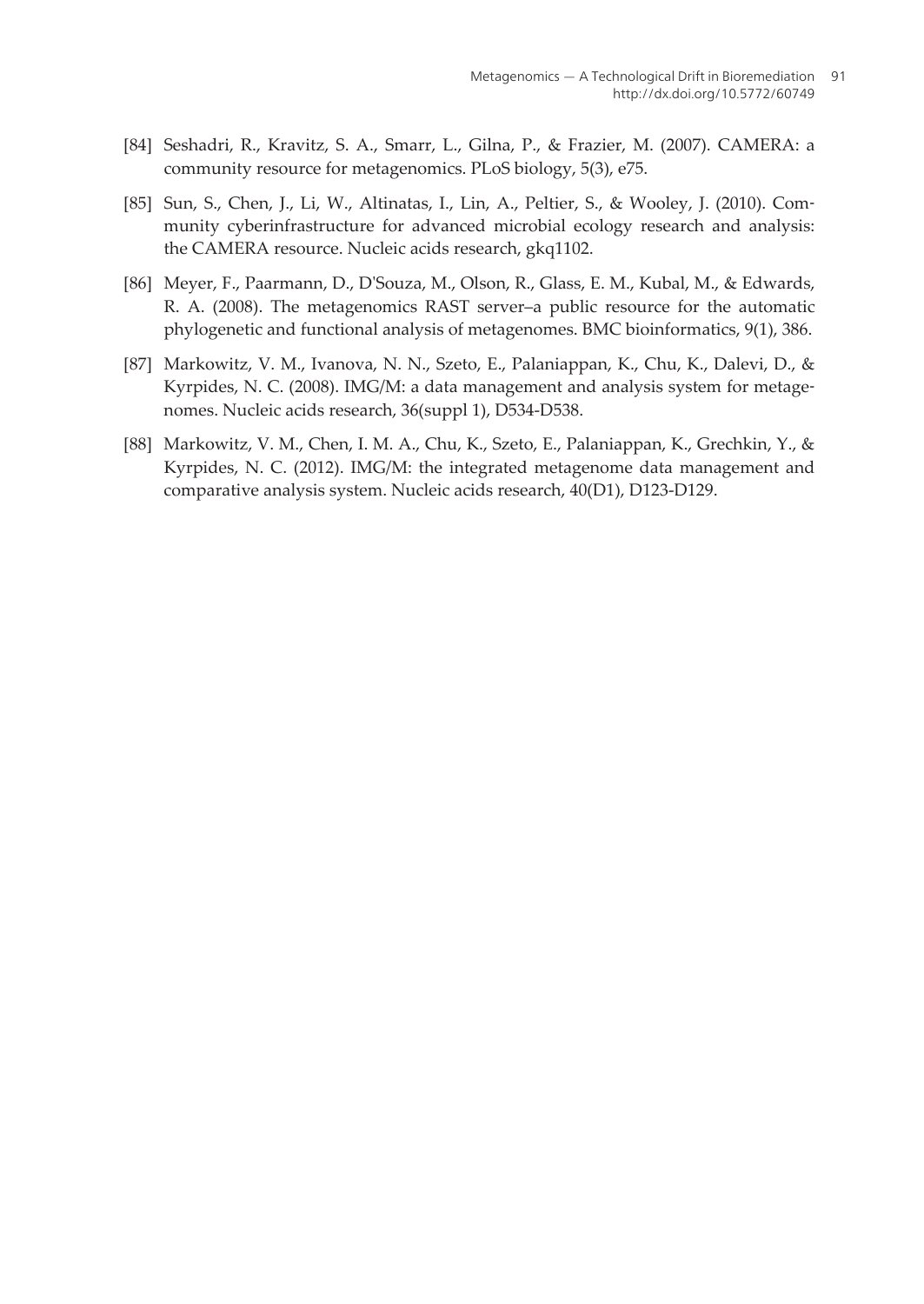[84] Seshadri, R., Kravitz, S. A., Smarr, L., Gilna, P., & Frazier, M. (2007). CAMERA: a community resource for metagenomics. PLoS biology, 5(3), e75.

[85] Sun, S., Chen, J., Li, W., Altinatas, I., Lin, A., Peltier, S., & Wooley, J. (2010). Community cyberinfrastructure for advanced microbial ecology research and analysis: the CAMERA resource. Nucleic acids research, gkq1102.

[86] Meyer, F., Paarmann, D., D'Souza, M., Olson, R., Glass, E. M., Kubal, M., & Edwards, R. A. (2008). The metagenomics RAST server–a public resource for the automatic phylogenetic and functional analysis of metagenomes. BMC bioinformatics, 9(1), 386.

[87] Markowitz, V. M., Ivanova, N. N., Szeto, E., Palaniappan, K., Chu, K., Dalevi, D., & Kyrpides, N. C. (2008). IMG/M: a data management and analysis system for metagenomes. Nucleic acids research, 36(suppl 1), D534-D538.

[88] Markowitz, V. M., Chen, I. M. A., Chu, K., Szeto, E., Palaniappan, K., Grechkin, Y., & Kyrpides, N. C. (2012). IMG/M: the integrated metagenome data management and comparative analysis system. Nucleic acids research, 40(D1), D123-D129.